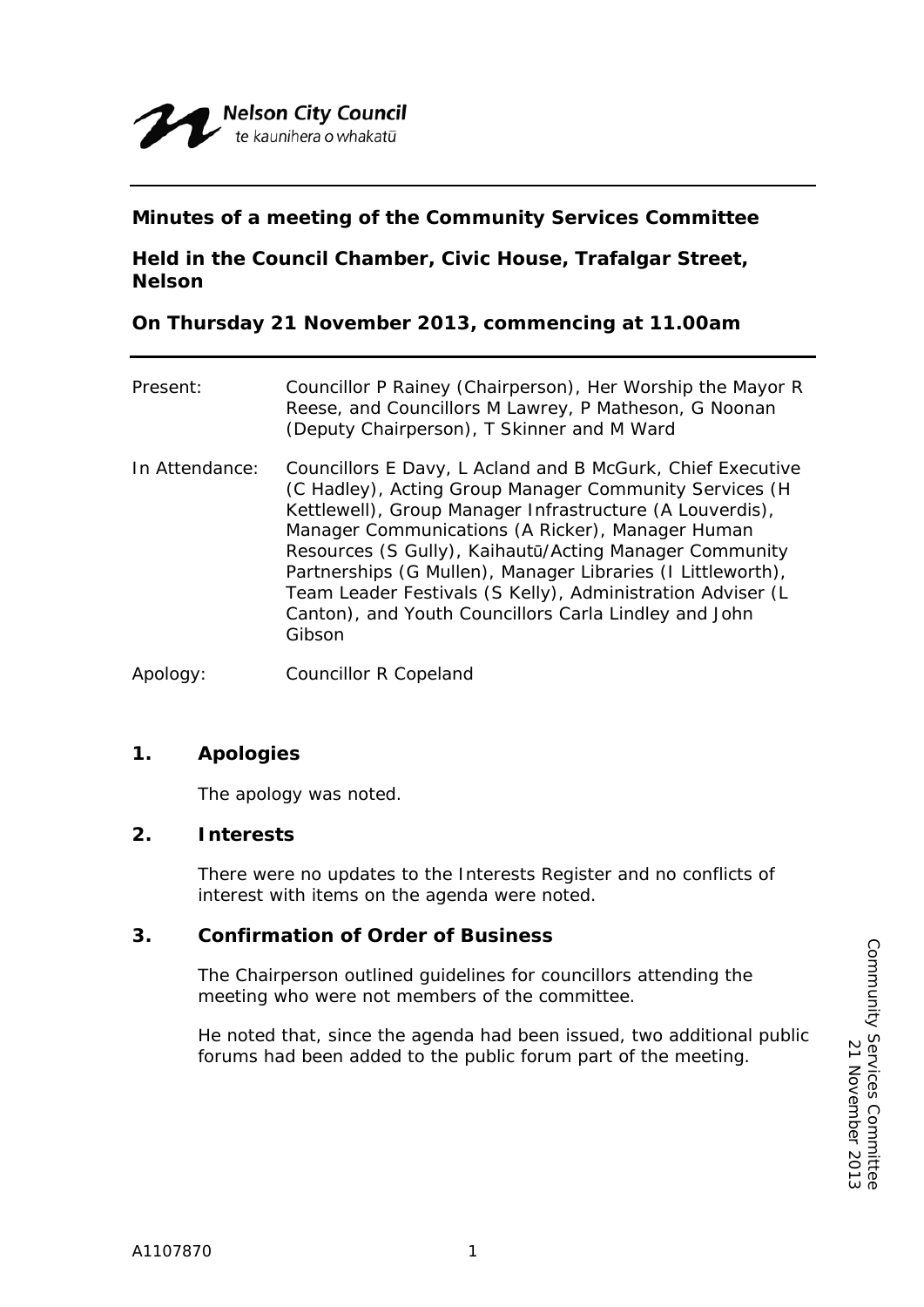Nelson City Council
te kaunihera o whakatū

**Minutes of a meeting of the Community Services Committee**

**Held in the Council Chamber, Civic House, Trafalgar Street, Nelson**

**On Thursday 21 November 2013, commencing at 11.00am**

---

| | |
|---|---|
| Present: | Councillor P Rainey (Chairperson), Her Worship the Mayor R Reese, and Councillors M Lawrey, P Matheson, G Noonan (Deputy Chairperson), T Skinner and M Ward |
| In Attendance: | Councillors E Davy, L Acland and B McGurk, Chief Executive (C Hadley), Acting Group Manager Community Services (H Kettlewell), Group Manager Infrastructure (A Louverdis), Manager Communications (A Ricker), Manager Human Resources (S Gully), Kaihautū/Acting Manager Community Partnerships (G Mullen), Manager Libraries (I Littleworth), Team Leader Festivals (S Kelly), Administration Adviser (L Canton), and Youth Councillors Carla Lindley and John Gibson |
| Apology: | Councillor R Copeland |

## 1. Apologies

The apology was noted.

## 2. Interests

There were no updates to the Interests Register and no conflicts of interest with items on the agenda were noted.

## 3. Confirmation of Order of Business

The Chairperson outlined guidelines for councillors attending the meeting who were not members of the committee.

He noted that, since the agenda had been issued, two additional public forums had been added to the public forum part of the meeting.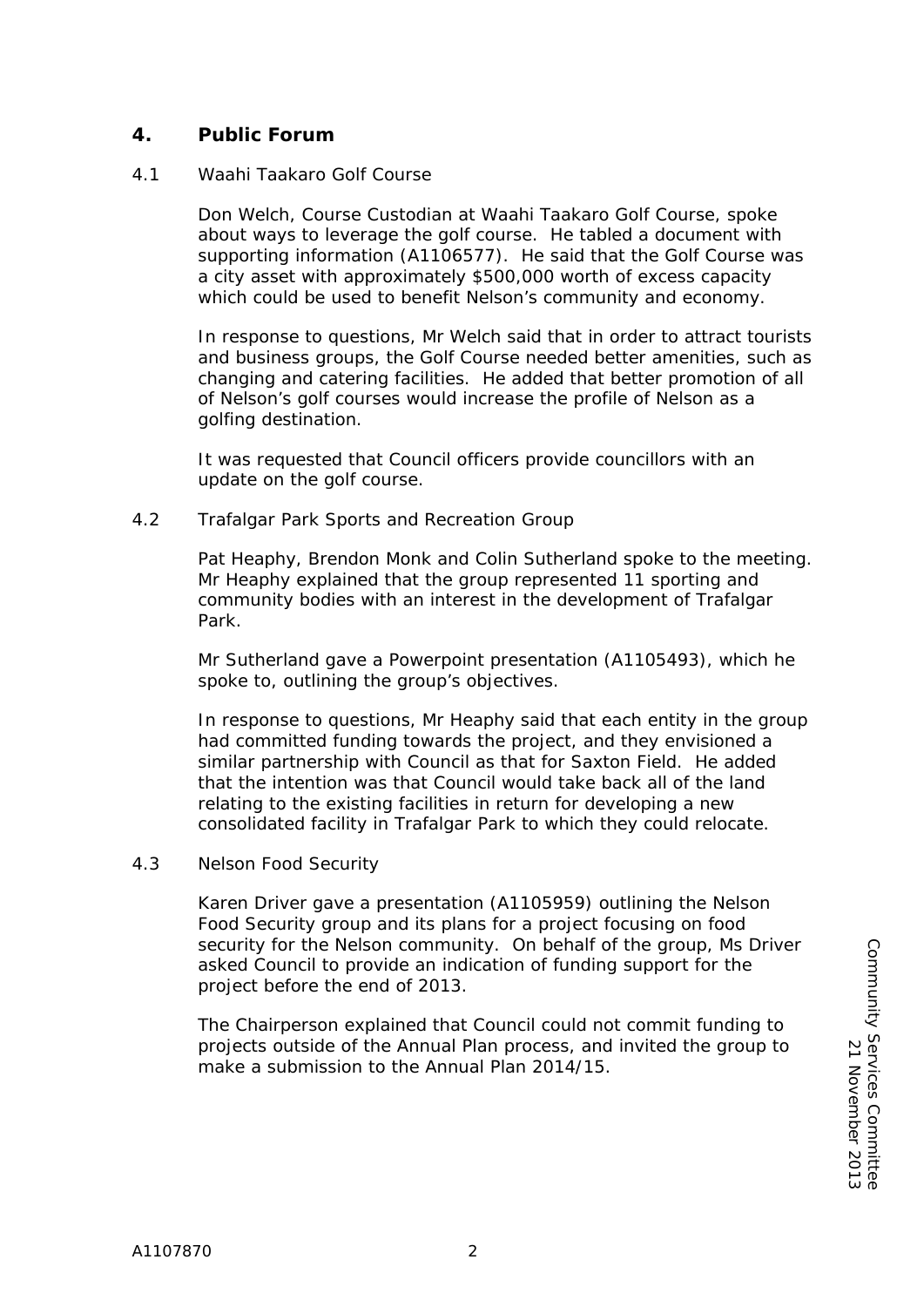## 4. Public Forum

4.1 Waahi Taakaro Golf Course

Don Welch, Course Custodian at Waahi Taakaro Golf Course, spoke about ways to leverage the golf course. He tabled a document with supporting information (A1106577). He said that the Golf Course was a city asset with approximately $500,000 worth of excess capacity which could be used to benefit Nelson's community and economy.

In response to questions, Mr Welch said that in order to attract tourists and business groups, the Golf Course needed better amenities, such as changing and catering facilities. He added that better promotion of all of Nelson's golf courses would increase the profile of Nelson as a golfing destination.

It was requested that Council officers provide councillors with an update on the golf course.

4.2 Trafalgar Park Sports and Recreation Group

Pat Heaphy, Brendon Monk and Colin Sutherland spoke to the meeting. Mr Heaphy explained that the group represented 11 sporting and community bodies with an interest in the development of Trafalgar Park.

Mr Sutherland gave a Powerpoint presentation (A1105493), which he spoke to, outlining the group's objectives.

In response to questions, Mr Heaphy said that each entity in the group had committed funding towards the project, and they envisioned a similar partnership with Council as that for Saxton Field. He added that the intention was that Council would take back all of the land relating to the existing facilities in return for developing a new consolidated facility in Trafalgar Park to which they could relocate.

4.3 Nelson Food Security

Karen Driver gave a presentation (A1105959) outlining the Nelson Food Security group and its plans for a project focusing on food security for the Nelson community. On behalf of the group, Ms Driver asked Council to provide an indication of funding support for the project before the end of 2013.

The Chairperson explained that Council could not commit funding to projects outside of the Annual Plan process, and invited the group to make a submission to the Annual Plan 2014/15.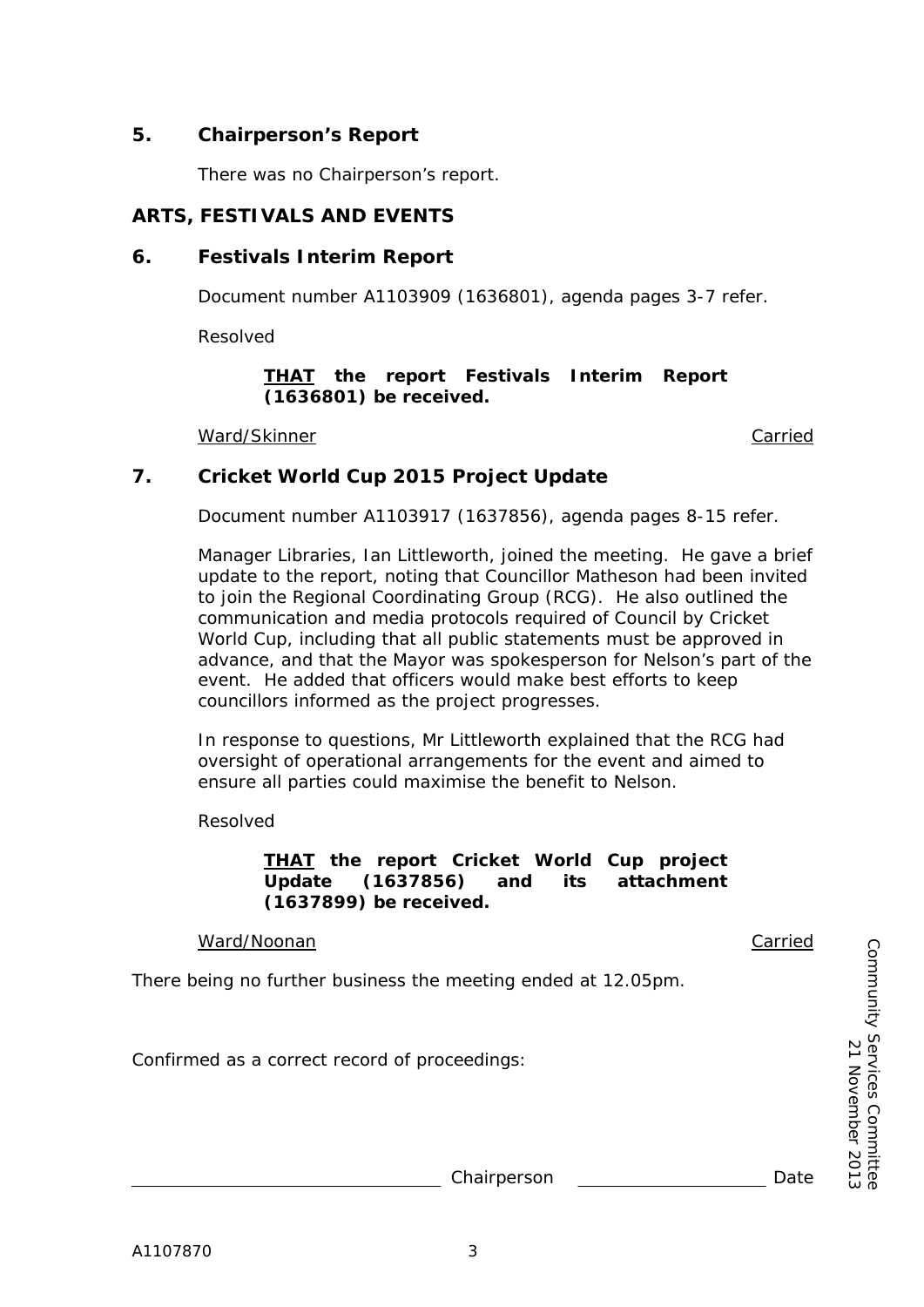## 5. Chairperson's Report

There was no Chairperson's report.

## ARTS, FESTIVALS AND EVENTS

## 6. Festivals Interim Report

Document number A1103909 (1636801), agenda pages 3-7 refer.

Resolved

> ***THAT* the report Festivals Interim Report (1636801) be received.**

Ward/Skinner Carried

## 7. Cricket World Cup 2015 Project Update

Document number A1103917 (1637856), agenda pages 8-15 refer.

Manager Libraries, Ian Littleworth, joined the meeting. He gave a brief update to the report, noting that Councillor Matheson had been invited to join the Regional Coordinating Group (RCG). He also outlined the communication and media protocols required of Council by Cricket World Cup, including that all public statements must be approved in advance, and that the Mayor was spokesperson for Nelson's part of the event. He added that officers would make best efforts to keep councillors informed as the project progresses.

In response to questions, Mr Littleworth explained that the RCG had oversight of operational arrangements for the event and aimed to ensure all parties could maximise the benefit to Nelson.

Resolved

> ***THAT* the report Cricket World Cup project Update (1637856) and its attachment (1637899) be received.**

Ward/Noonan Carried

There being no further business the meeting ended at 12.05pm.

Confirmed as a correct record of proceedings:

_______________________ Chairperson _______________________ Date